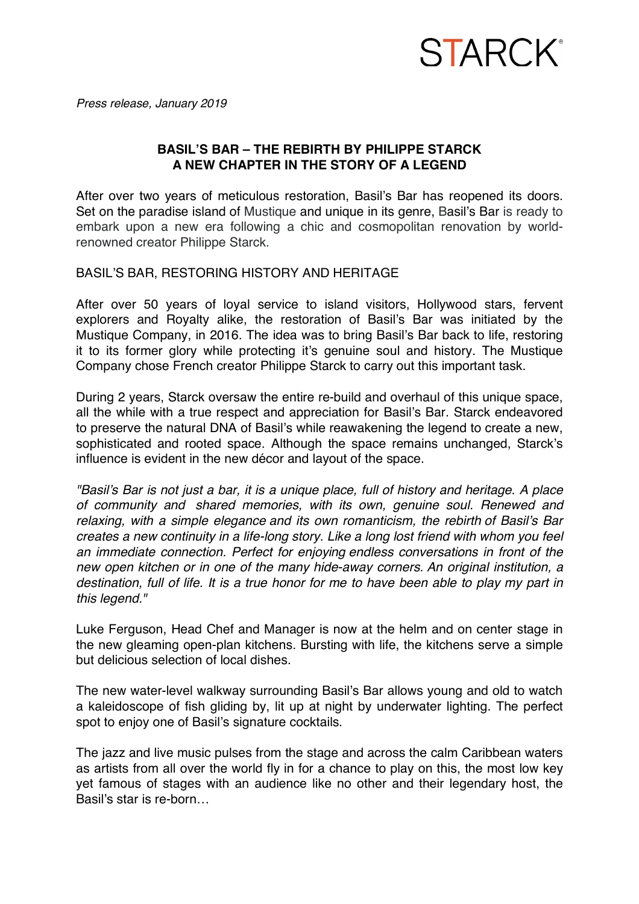STARCK

*Press release, January 2019*

**BASIL'S BAR – THE REBIRTH BY PHILIPPE STARCK**
**A NEW CHAPTER IN THE STORY OF A LEGEND**

After over two years of meticulous restoration, Basil's Bar has reopened its doors. Set on the paradise island of Mustique and unique in its genre, Basil's Bar is ready to embark upon a new era following a chic and cosmopolitan renovation by world-renowned creator Philippe Starck.

BASIL'S BAR, RESTORING HISTORY AND HERITAGE

After over 50 years of loyal service to island visitors, Hollywood stars, fervent explorers and Royalty alike, the restoration of Basil's Bar was initiated by the Mustique Company, in 2016. The idea was to bring Basil's Bar back to life, restoring it to its former glory while protecting it's genuine soul and history. The Mustique Company chose French creator Philippe Starck to carry out this important task.

During 2 years, Starck oversaw the entire re-build and overhaul of this unique space, all the while with a true respect and appreciation for Basil's Bar. Starck endeavored to preserve the natural DNA of Basil's while reawakening the legend to create a new, sophisticated and rooted space. Although the space remains unchanged, Starck's influence is evident in the new décor and layout of the space.

*"Basil's Bar is not just a bar, it is a unique place, full of history and heritage. A place of community and shared memories, with its own, genuine soul. Renewed and relaxing, with a simple elegance and its own romanticism, the rebirth of Basil's Bar creates a new continuity in a life-long story. Like a long lost friend with whom you feel an immediate connection. Perfect for enjoying endless conversations in front of the new open kitchen or in one of the many hide-away corners. An original institution, a destination, full of life. It is a true honor for me to have been able to play my part in this legend."*

Luke Ferguson, Head Chef and Manager is now at the helm and on center stage in the new gleaming open-plan kitchens. Bursting with life, the kitchens serve a simple but delicious selection of local dishes.

The new water-level walkway surrounding Basil's Bar allows young and old to watch a kaleidoscope of fish gliding by, lit up at night by underwater lighting. The perfect spot to enjoy one of Basil's signature cocktails.

The jazz and live music pulses from the stage and across the calm Caribbean waters as artists from all over the world fly in for a chance to play on this, the most low key yet famous of stages with an audience like no other and their legendary host, the Basil's star is re-born…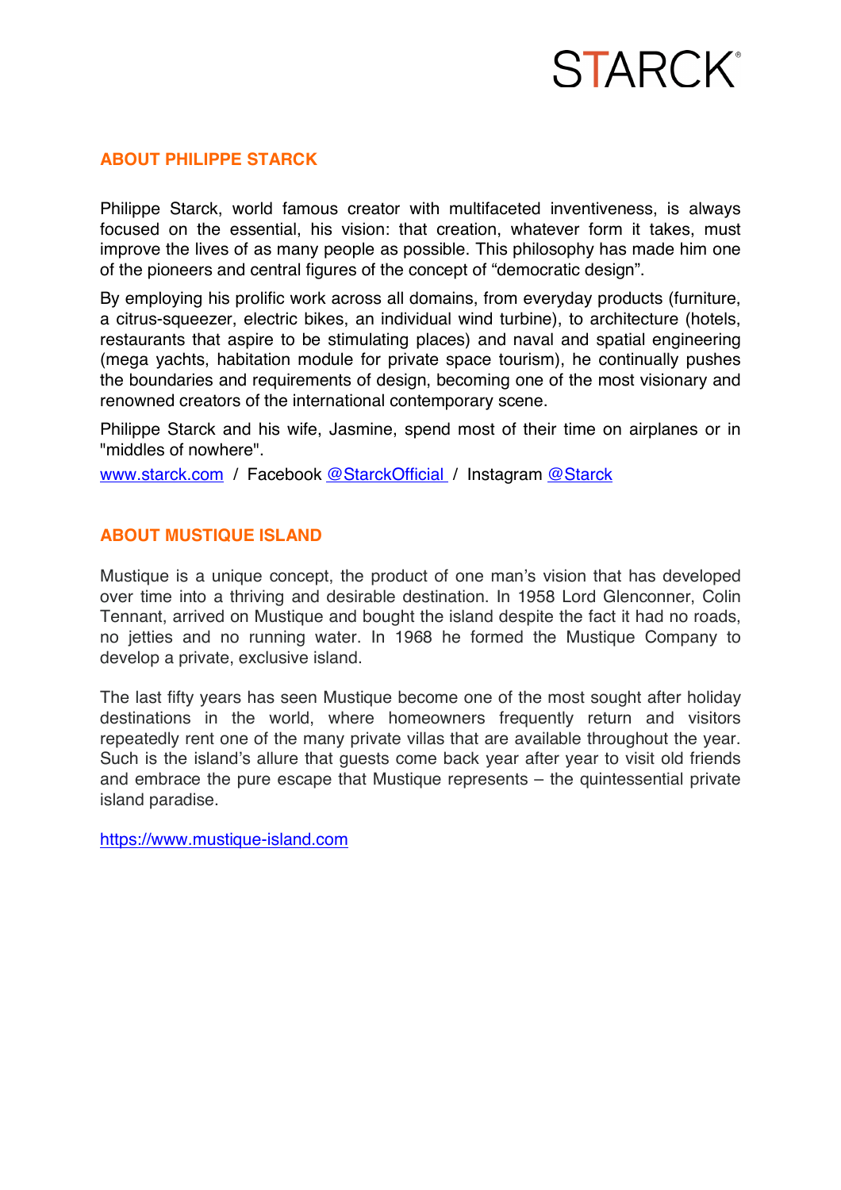STARCK®

## ABOUT PHILIPPE STARCK

Philippe Starck, world famous creator with multifaceted inventiveness, is always focused on the essential, his vision: that creation, whatever form it takes, must improve the lives of as many people as possible. This philosophy has made him one of the pioneers and central figures of the concept of "democratic design".

By employing his prolific work across all domains, from everyday products (furniture, a citrus-squeezer, electric bikes, an individual wind turbine), to architecture (hotels, restaurants that aspire to be stimulating places) and naval and spatial engineering (mega yachts, habitation module for private space tourism), he continually pushes the boundaries and requirements of design, becoming one of the most visionary and renowned creators of the international contemporary scene.

Philippe Starck and his wife, Jasmine, spend most of their time on airplanes or in "middles of nowhere".

[www.starck.com](http://www.starck.com) / Facebook @StarckOfficial / Instagram @Starck

## ABOUT MUSTIQUE ISLAND

Mustique is a unique concept, the product of one man's vision that has developed over time into a thriving and desirable destination. In 1958 Lord Glenconner, Colin Tennant, arrived on Mustique and bought the island despite the fact it had no roads, no jetties and no running water. In 1968 he formed the Mustique Company to develop a private, exclusive island.

The last fifty years has seen Mustique become one of the most sought after holiday destinations in the world, where homeowners frequently return and visitors repeatedly rent one of the many private villas that are available throughout the year. Such is the island's allure that guests come back year after year to visit old friends and embrace the pure escape that Mustique represents – the quintessential private island paradise.

[https://www.mustique-island.com](https://www.mustique-island.com)